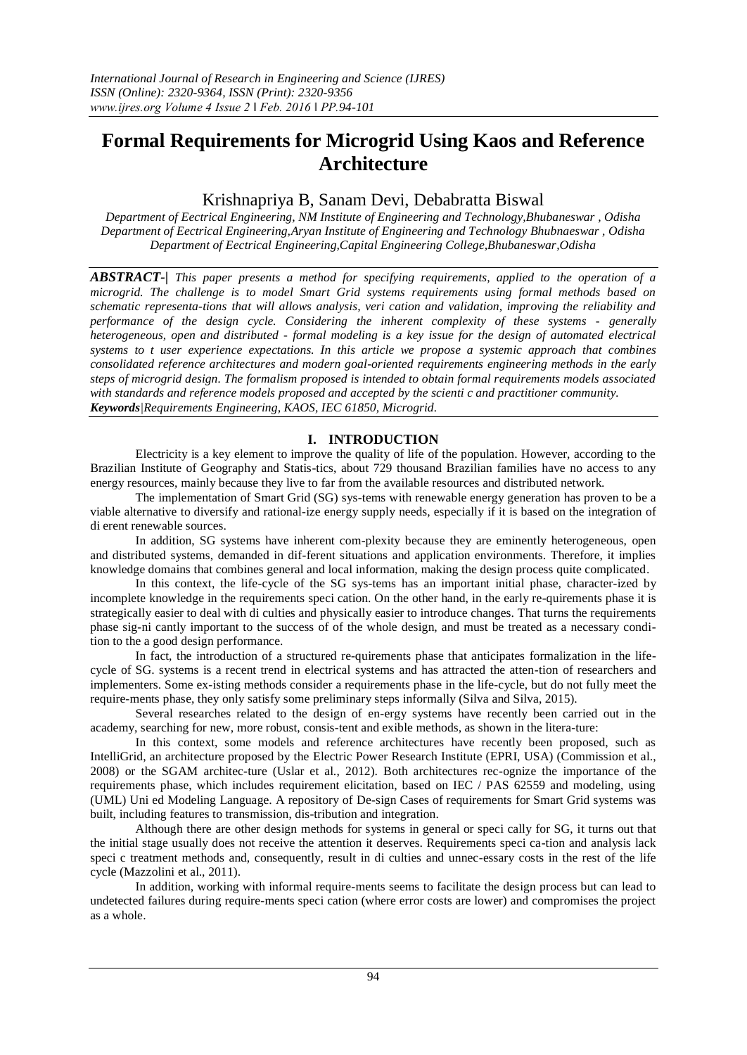# Formal Requirements for Microgrid Using Kaos and Reference Architecture

Krishnapriya B, Sanam Devi, Debabratta Biswal

*Department of Eectrical Engineering, NM Institute of Engineering and Technology,Bhubaneswar , Odisha*
*Department of Eectrical Engineering,Aryan Institute of Engineering and Technology Bhubnaeswar , Odisha*
*Department of Eectrical Engineering,Capital Engineering College,Bhubaneswar,Odisha*

***ABSTRACT-|*** *This paper presents a method for specifying requirements, applied to the operation of a microgrid. The challenge is to model Smart Grid systems requirements using formal methods based on schematic representa-tions that will allows analysis, veri cation and validation, improving the reliability and performance of the design cycle. Considering the inherent complexity of these systems - generally heterogeneous, open and distributed - formal modeling is a key issue for the design of automated electrical systems to t user experience expectations. In this article we propose a systemic approach that combines consolidated reference architectures and modern goal-oriented requirements engineering methods in the early steps of microgrid design. The formalism proposed is intended to obtain formal requirements models associated with standards and reference models proposed and accepted by the scienti c and practitioner community.*

***Keywords****|Requirements Engineering, KAOS, IEC 61850, Microgrid.*

## I. INTRODUCTION

Electricity is a key element to improve the quality of life of the population. However, according to the Brazilian Institute of Geography and Statis-tics, about 729 thousand Brazilian families have no access to any energy resources, mainly because they live to far from the available resources and distributed network.

The implementation of Smart Grid (SG) sys-tems with renewable energy generation has proven to be a viable alternative to diversify and rational-ize energy supply needs, especially if it is based on the integration of di erent renewable sources.

In addition, SG systems have inherent com-plexity because they are eminently heterogeneous, open and distributed systems, demanded in dif-ferent situations and application environments. Therefore, it implies knowledge domains that combines general and local information, making the design process quite complicated.

In this context, the life-cycle of the SG sys-tems has an important initial phase, character-ized by incomplete knowledge in the requirements speci cation. On the other hand, in the early re-quirements phase it is strategically easier to deal with di culties and physically easier to introduce changes. That turns the requirements phase sig-ni cantly important to the success of of the whole design, and must be treated as a necessary condi-tion to the a good design performance.

In fact, the introduction of a structured re-quirements phase that anticipates formalization in the life-cycle of SG. systems is a recent trend in electrical systems and has attracted the atten-tion of researchers and implementers. Some ex-isting methods consider a requirements phase in the life-cycle, but do not fully meet the require-ments phase, they only satisfy some preliminary steps informally (Silva and Silva, 2015).

Several researches related to the design of en-ergy systems have recently been carried out in the academy, searching for new, more robust, consis-tent and exible methods, as shown in the litera-ture:

In this context, some models and reference architectures have recently been proposed, such as IntelliGrid, an architecture proposed by the Electric Power Research Institute (EPRI, USA) (Commission et al., 2008) or the SGAM architec-ture (Uslar et al., 2012). Both architectures rec-ognize the importance of the requirements phase, which includes requirement elicitation, based on IEC / PAS 62559 and modeling, using (UML) Uni ed Modeling Language. A repository of De-sign Cases of requirements for Smart Grid systems was built, including features to transmission, dis-tribution and integration.

Although there are other design methods for systems in general or speci cally for SG, it turns out that the initial stage usually does not receive the attention it deserves. Requirements speci ca-tion and analysis lack speci c treatment methods and, consequently, result in di culties and unnec-essary costs in the rest of the life cycle (Mazzolini et al., 2011).

In addition, working with informal require-ments seems to facilitate the design process but can lead to undetected failures during require-ments speci cation (where error costs are lower) and compromises the project as a whole.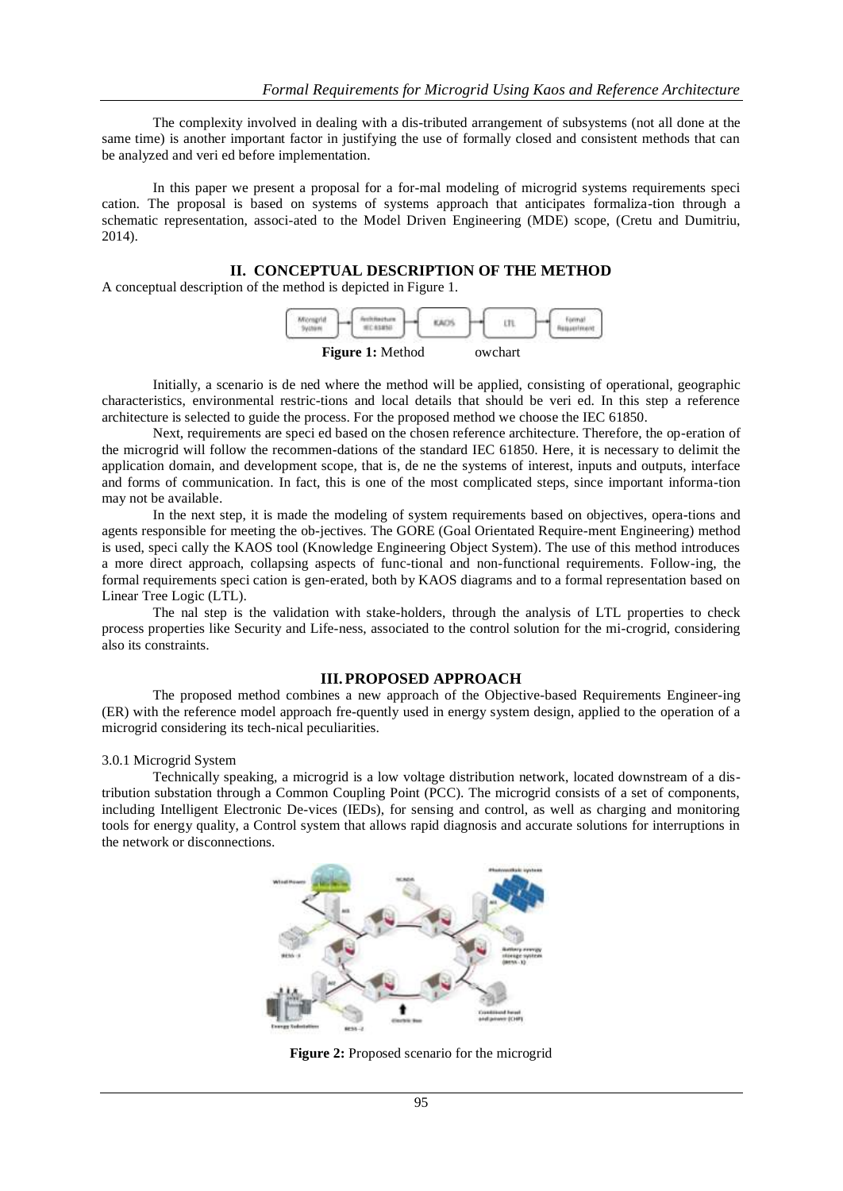The complexity involved in dealing with a dis-tributed arrangement of subsystems (not all done at the same time) is another important factor in justifying the use of formally closed and consistent methods that can be analyzed and veri ed before implementation.

In this paper we present a proposal for a for-mal modeling of microgrid systems requirements speci cation. The proposal is based on systems of systems approach that anticipates formaliza-tion through a schematic representation, associ-ated to the Model Driven Engineering (MDE) scope, (Cretu and Dumitriu, 2014).

## II. CONCEPTUAL DESCRIPTION OF THE METHOD

A conceptual description of the method is depicted in Figure 1.

**Figure 1:** Method owchart

Initially, a scenario is de ned where the method will be applied, consisting of operational, geographic characteristics, environmental restric-tions and local details that should be veri ed. In this step a reference architecture is selected to guide the process. For the proposed method we choose the IEC 61850.

Next, requirements are speci ed based on the chosen reference architecture. Therefore, the op-eration of the microgrid will follow the recommen-dations of the standard IEC 61850. Here, it is necessary to delimit the application domain, and development scope, that is, de ne the systems of interest, inputs and outputs, interface and forms of communication. In fact, this is one of the most complicated steps, since important informa-tion may not be available.

In the next step, it is made the modeling of system requirements based on objectives, opera-tions and agents responsible for meeting the ob-jectives. The GORE (Goal Orientated Require-ment Engineering) method is used, speci cally the KAOS tool (Knowledge Engineering Object System). The use of this method introduces a more direct approach, collapsing aspects of func-tional and non-functional requirements. Follow-ing, the formal requirements speci cation is gen-erated, both by KAOS diagrams and to a formal representation based on Linear Tree Logic (LTL).

The nal step is the validation with stake-holders, through the analysis of LTL properties to check process properties like Security and Life-ness, associated to the control solution for the mi-crogrid, considering also its constraints.

## III. PROPOSED APPROACH

The proposed method combines a new approach of the Objective-based Requirements Engineer-ing (ER) with the reference model approach fre-quently used in energy system design, applied to the operation of a microgrid considering its tech-nical peculiarities.

### 3.0.1 Microgrid System

Technically speaking, a microgrid is a low voltage distribution network, located downstream of a dis-tribution substation through a Common Coupling Point (PCC). The microgrid consists of a set of components, including Intelligent Electronic De-vices (IEDs), for sensing and control, as well as charging and monitoring tools for energy quality, a Control system that allows rapid diagnosis and accurate solutions for interruptions in the network or disconnections.

**Figure 2:** Proposed scenario for the microgrid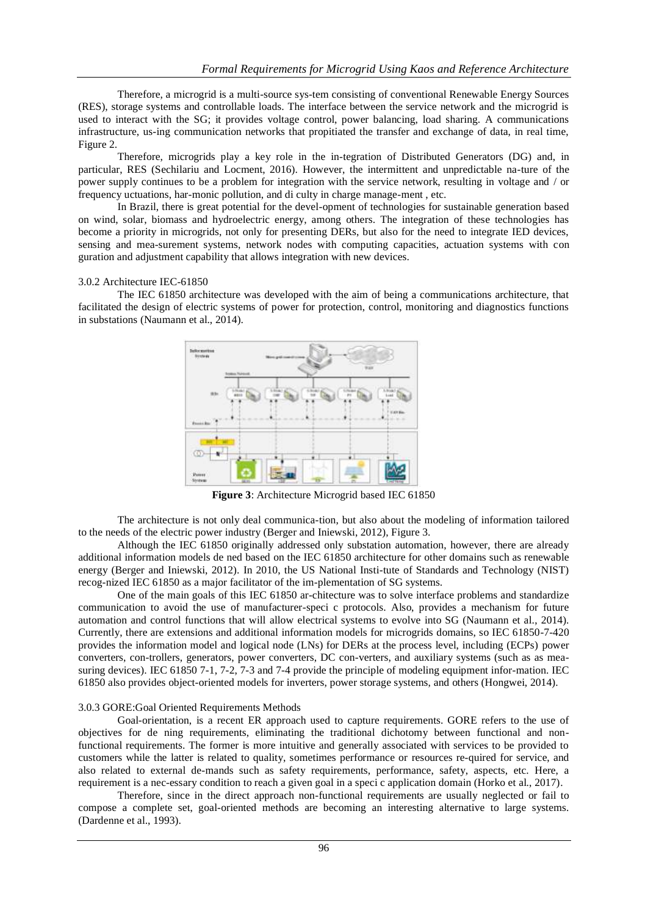Therefore, a microgrid is a multi-source sys-tem consisting of conventional Renewable Energy Sources (RES), storage systems and controllable loads. The interface between the service network and the microgrid is used to interact with the SG; it provides voltage control, power balancing, load sharing. A communications infrastructure, us-ing communication networks that propitiated the transfer and exchange of data, in real time, Figure 2.

Therefore, microgrids play a key role in the in-tegration of Distributed Generators (DG) and, in particular, RES (Sechilariu and Locment, 2016). However, the intermittent and unpredictable na-ture of the power supply continues to be a problem for integration with the service network, resulting in voltage and / or frequency uctuations, har-monic pollution, and di culty in charge manage-ment , etc.

In Brazil, there is great potential for the devel-opment of technologies for sustainable generation based on wind, solar, biomass and hydroelectric energy, among others. The integration of these technologies has become a priority in microgrids, not only for presenting DERs, but also for the need to integrate IED devices, sensing and mea-surement systems, network nodes with computing capacities, actuation systems with con guration and adjustment capability that allows integration with new devices.

3.0.2 Architecture IEC-61850

The IEC 61850 architecture was developed with the aim of being a communications architecture, that facilitated the design of electric systems of power for protection, control, monitoring and diagnostics functions in substations (Naumann et al., 2014).

**Figure 3**: Architecture Microgrid based IEC 61850

The architecture is not only deal communica-tion, but also about the modeling of information tailored to the needs of the electric power industry (Berger and Iniewski, 2012), Figure 3.

Although the IEC 61850 originally addressed only substation automation, however, there are already additional information models de ned based on the IEC 61850 architecture for other domains such as renewable energy (Berger and Iniewski, 2012). In 2010, the US National Insti-tute of Standards and Technology (NIST) recog-nized IEC 61850 as a major facilitator of the im-plementation of SG systems.

One of the main goals of this IEC 61850 ar-chitecture was to solve interface problems and standardize communication to avoid the use of manufacturer-speci c protocols. Also, provides a mechanism for future automation and control functions that will allow electrical systems to evolve into SG (Naumann et al., 2014). Currently, there are extensions and additional information models for microgrids domains, so IEC 61850-7-420 provides the information model and logical node (LNs) for DERs at the process level, including (ECPs) power converters, con-trollers, generators, power converters, DC con-verters, and auxiliary systems (such as as mea-suring devices). IEC 61850 7-1, 7-2, 7-3 and 7-4 provide the principle of modeling equipment infor-mation. IEC 61850 also provides object-oriented models for inverters, power storage systems, and others (Hongwei, 2014).

3.0.3 GORE:Goal Oriented Requirements Methods

Goal-orientation, is a recent ER approach used to capture requirements. GORE refers to the use of objectives for de ning requirements, eliminating the traditional dichotomy between functional and non-functional requirements. The former is more intuitive and generally associated with services to be provided to customers while the latter is related to quality, sometimes performance or resources re-quired for service, and also related to external de-mands such as safety requirements, performance, safety, aspects, etc. Here, a requirement is a nec-essary condition to reach a given goal in a speci c application domain (Horko et al., 2017).

Therefore, since in the direct approach non-functional requirements are usually neglected or fail to compose a complete set, goal-oriented methods are becoming an interesting alternative to large systems. (Dardenne et al., 1993).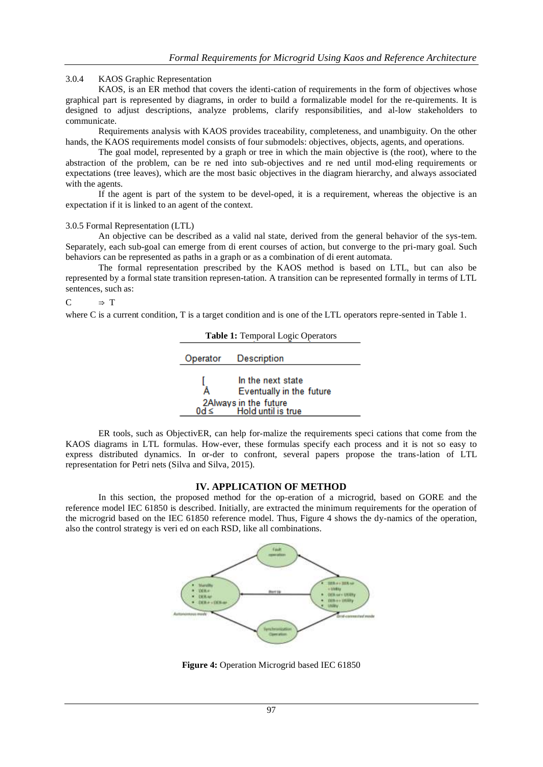### 3.0.4 KAOS Graphic Representation

KAOS, is an ER method that covers the identi-cation of requirements in the form of objectives whose graphical part is represented by diagrams, in order to build a formalizable model for the re-quirements. It is designed to adjust descriptions, analyze problems, clarify responsibilities, and al-low stakeholders to communicate.

Requirements analysis with KAOS provides traceability, completeness, and unambiguity. On the other hands, the KAOS requirements model consists of four submodels: objectives, objects, agents, and operations.

The goal model, represented by a graph or tree in which the main objective is (the root), where to the abstraction of the problem, can be re ned into sub-objectives and re ned until mod-eling requirements or expectations (tree leaves), which are the most basic objectives in the diagram hierarchy, and always associated with the agents.

If the agent is part of the system to be devel-oped, it is a requirement, whereas the objective is an expectation if it is linked to an agent of the context.

### 3.0.5 Formal Representation (LTL)

An objective can be described as a valid nal state, derived from the general behavior of the sys-tem. Separately, each sub-goal can emerge from di erent courses of action, but converge to the pri-mary goal. Such behaviors can be represented as paths in a graph or as a combination of di erent automata.

The formal representation prescribed by the KAOS method is based on LTL, but can also be represented by a formal state transition represen-tation. A transition can be represented formally in terms of LTL sentences, such as:

$C \quad \Rightarrow T$

where C is a current condition, T is a target condition and is one of the LTL operators repre-sented in Table 1.

**Table 1:** Temporal Logic Operators

| Operator | Description |
|---|---|
| [ | In the next state |
| Â | Eventually in the future |
| 2 | Always in the future |
| 0d ≤ | Hold until is true |

ER tools, such as ObjectivER, can help for-malize the requirements speci cations that come from the KAOS diagrams in LTL formulas. How-ever, these formulas specify each process and it is not so easy to express distributed dynamics. In or-der to confront, several papers propose the trans-lation of LTL representation for Petri nets (Silva and Silva, 2015).

## IV. APPLICATION OF METHOD

In this section, the proposed method for the op-eration of a microgrid, based on GORE and the reference model IEC 61850 is described. Initially, are extracted the minimum requirements for the operation of the microgrid based on the IEC 61850 reference model. Thus, Figure 4 shows the dy-namics of the operation, also the control strategy is veri ed on each RSD, like all combinations.

**Figure 4:** Operation Microgrid based IEC 61850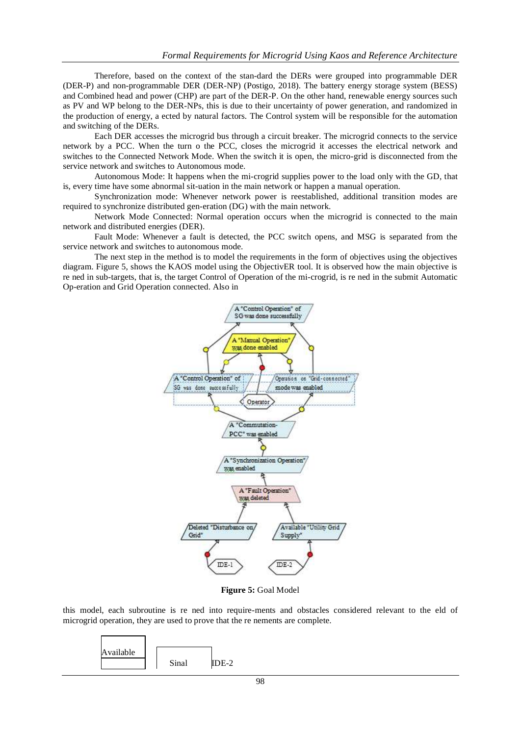Therefore, based on the context of the stan-dard the DERs were grouped into programmable DER (DER-P) and non-programmable DER (DER-NP) (Postigo, 2018). The battery energy storage system (BESS) and Combined head and power (CHP) are part of the DER-P. On the other hand, renewable energy sources such as PV and WP belong to the DER-NPs, this is due to their uncertainty of power generation, and randomized in the production of energy, a ected by natural factors. The Control system will be responsible for the automation and switching of the DERs.

Each DER accesses the microgrid bus through a circuit breaker. The microgrid connects to the service network by a PCC. When the turn o the PCC, closes the microgrid it accesses the electrical network and switches to the Connected Network Mode. When the switch it is open, the micro-grid is disconnected from the service network and switches to Autonomous mode.

Autonomous Mode: It happens when the mi-crogrid supplies power to the load only with the GD, that is, every time have some abnormal sit-uation in the main network or happen a manual operation.

Synchronization mode: Whenever network power is reestablished, additional transition modes are required to synchronize distributed gen-eration (DG) with the main network.

Network Mode Connected: Normal operation occurs when the microgrid is connected to the main network and distributed energies (DER).

Fault Mode: Whenever a fault is detected, the PCC switch opens, and MSG is separated from the service network and switches to autonomous mode.

The next step in the method is to model the requirements in the form of objectives using the objectives diagram. Figure 5, shows the KAOS model using the ObjectivER tool. It is observed how the main objective is re ned in sub-targets, that is, the target Control of Operation of the mi-crogrid, is re ned in the submit Automatic Op-eration and Grid Operation connected. Also in

**Figure 5:** Goal Model

this model, each subroutine is re ned into require-ments and obstacles considered relevant to the eld of microgrid operation, they are used to prove that the re nements are complete.

| Available | Sinal | IDE-2 |
|---|---|---|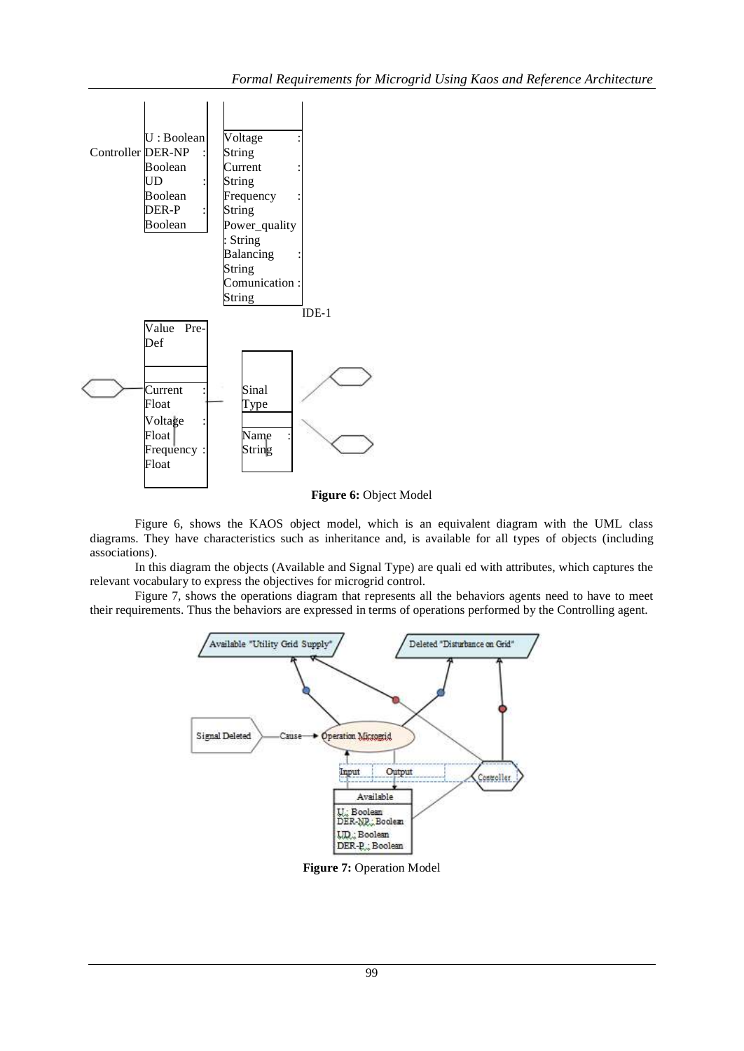Controller

U : Boolean
DER-NP : Boolean
UD : Boolean
DER-P : Boolean

Voltage : String
Current : String
Frequency : String
Power_quality : String
Balancing : String
Comunication : String

IDE-1

Value Pre-Def

Current : Float
Voltage : Float
Frequency : Float

Sinal Type

Name : String

**Figure 6:** Object Model

Figure 6, shows the KAOS object model, which is an equivalent diagram with the UML class diagrams. They have characteristics such as inheritance and, is available for all types of objects (including associations).

In this diagram the objects (Available and Signal Type) are quali ed with attributes, which captures the relevant vocabulary to express the objectives for microgrid control.

Figure 7, shows the operations diagram that represents all the behaviors agents need to have to meet their requirements. Thus the behaviors are expressed in terms of operations performed by the Controlling agent.

**Figure 7:** Operation Model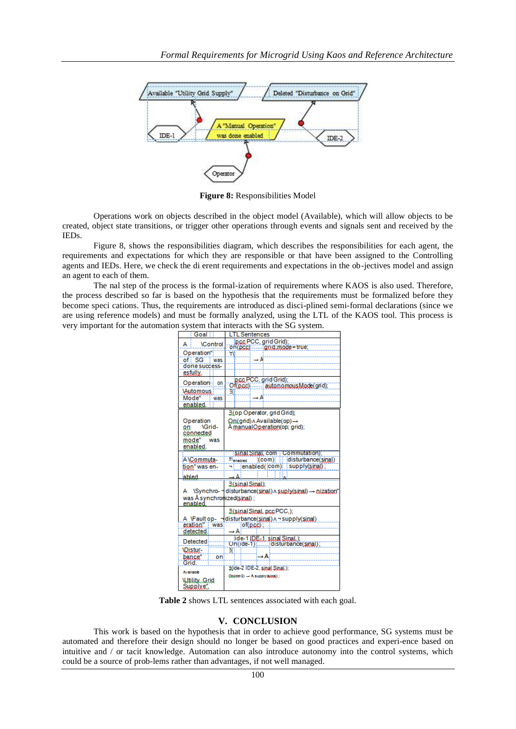Figure 8: Responsibilities Model

Operations work on objects described in the object model (Available), which will allow objects to be created, object state transitions, or trigger other operations through events and signals sent and received by the IEDs.

Figure 8, shows the responsibilities diagram, which describes the responsibilities for each agent, the requirements and expectations for which they are responsible or that have been assigned to the Controlling agents and IEDs. Here, we check the di erent requirements and expectations in the ob-jectives model and assign an agent to each of them.

The nal step of the process is the formal-ization of requirements where KAOS is also used. Therefore, the process described so far is based on the hypothesis that the requirements must be formalized before they become speci cations. Thus, the requirements are introduced as disci-plined semi-formal declarations (since we are using reference models) and must be formally analyzed, using the LTL of the KAOS tool. This process is very important for the automation system that interacts with the SG system.

| Goal | LTL Sentences |
|---|---|
| A \Control Operation" of SG was done success-esfully. | pcc PCC, grid Grid); ∀( on(pcc) grid.mode=true; → A |
| Operation on \Automous Mode" was enabled. | pcc PCC, grid Grid); ∃( Of(pcc) autonomousMode(grid); → A |
| Operation on \Grid-connected mode" was enabled. | ∃(op Operator, grid Grid); On(grid) ∧ Available(op) → A manualOperation(op; grid); |
| A \Commuta-tion" was en-abled | ∃enabled sinal Sinal, com Commutation); (com) disturbance(sinal) ¬ enabled(com) supply(sinal) ; → A ∧ |
| A \Synchro-nization" was enabled. | ∃(sinal Sinal); ¬disturbance(sinal) ∧ suply(sinal) → A synchronized(sinal) ; |
| A \Fault op-eration" was detected. | ∃(sinal Sinal, pcc PCC,); ¬disturbance(sinal) ∧ ¬supply(sinal) of(pcc) ; → A |
| Detected \Distur-bance" on Grid. | ∃( ide-1 IDE-1, sinal Sinal,); On(ide-1) disturbance(sinal); → A |
| Available \Utility Grid Supplye". | ∃(ide-2 IDE-2, sinal Sinal,); On(ide-2) → A supply(sinal) ; |

**Table 2** shows LTL sentences associated with each goal.

## V. CONCLUSION

This work is based on the hypothesis that in order to achieve good performance, SG systems must be automated and therefore their design should no longer be based on good practices and experi-ence based on intuitive and / or tacit knowledge. Automation can also introduce autonomy into the control systems, which could be a source of prob-lems rather than advantages, if not well managed.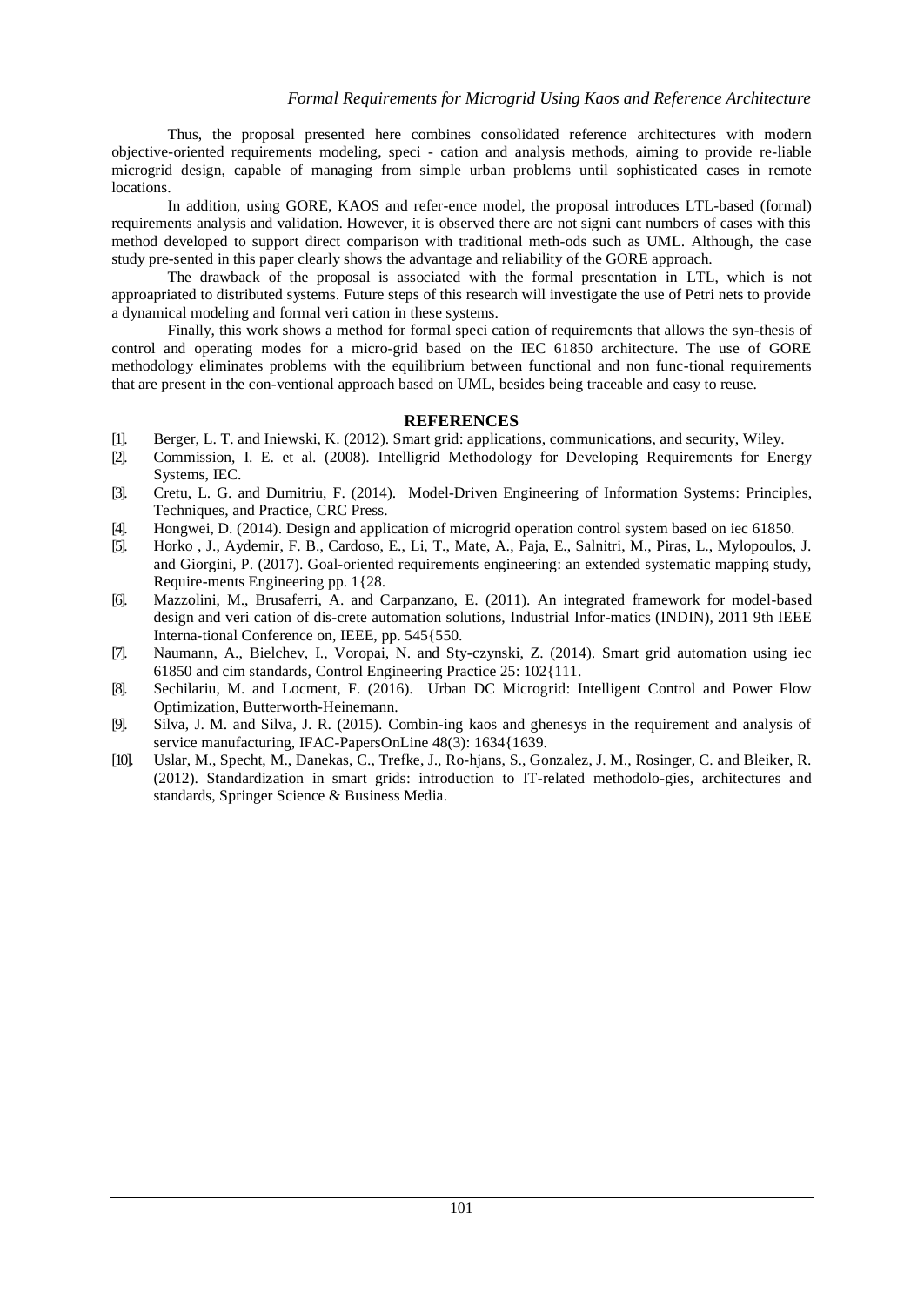Thus, the proposal presented here combines consolidated reference architectures with modern objective-oriented requirements modeling, speci - cation and analysis methods, aiming to provide re-liable microgrid design, capable of managing from simple urban problems until sophisticated cases in remote locations.

In addition, using GORE, KAOS and refer-ence model, the proposal introduces LTL-based (formal) requirements analysis and validation. However, it is observed there are not signi cant numbers of cases with this method developed to support direct comparison with traditional meth-ods such as UML. Although, the case study pre-sented in this paper clearly shows the advantage and reliability of the GORE approach.

The drawback of the proposal is associated with the formal presentation in LTL, which is not approapriated to distributed systems. Future steps of this research will investigate the use of Petri nets to provide a dynamical modeling and formal veri cation in these systems.

Finally, this work shows a method for formal speci cation of requirements that allows the syn-thesis of control and operating modes for a micro-grid based on the IEC 61850 architecture. The use of GORE methodology eliminates problems with the equilibrium between functional and non func-tional requirements that are present in the con-ventional approach based on UML, besides being traceable and easy to reuse.

## REFERENCES

[1]. Berger, L. T. and Iniewski, K. (2012). Smart grid: applications, communications, and security, Wiley.

[2]. Commission, I. E. et al. (2008). Intelligrid Methodology for Developing Requirements for Energy Systems, IEC.

[3]. Cretu, L. G. and Dumitriu, F. (2014). Model-Driven Engineering of Information Systems: Principles, Techniques, and Practice, CRC Press.

[4]. Hongwei, D. (2014). Design and application of microgrid operation control system based on iec 61850.

[5]. Horko , J., Aydemir, F. B., Cardoso, E., Li, T., Mate, A., Paja, E., Salnitri, M., Piras, L., Mylopoulos, J. and Giorgini, P. (2017). Goal-oriented requirements engineering: an extended systematic mapping study, Require-ments Engineering pp. 1{28.

[6]. Mazzolini, M., Brusaferri, A. and Carpanzano, E. (2011). An integrated framework for model-based design and veri cation of dis-crete automation solutions, Industrial Infor-matics (INDIN), 2011 9th IEEE Interna-tional Conference on, IEEE, pp. 545{550.

[7]. Naumann, A., Bielchev, I., Voropai, N. and Sty-czynski, Z. (2014). Smart grid automation using iec 61850 and cim standards, Control Engineering Practice 25: 102{111.

[8]. Sechilariu, M. and Locment, F. (2016). Urban DC Microgrid: Intelligent Control and Power Flow Optimization, Butterworth-Heinemann.

[9]. Silva, J. M. and Silva, J. R. (2015). Combin-ing kaos and ghenesys in the requirement and analysis of service manufacturing, IFAC-PapersOnLine 48(3): 1634{1639.

[10]. Uslar, M., Specht, M., Danekas, C., Trefke, J., Ro-hjans, S., Gonzalez, J. M., Rosinger, C. and Bleiker, R. (2012). Standardization in smart grids: introduction to IT-related methodolo-gies, architectures and standards, Springer Science & Business Media.